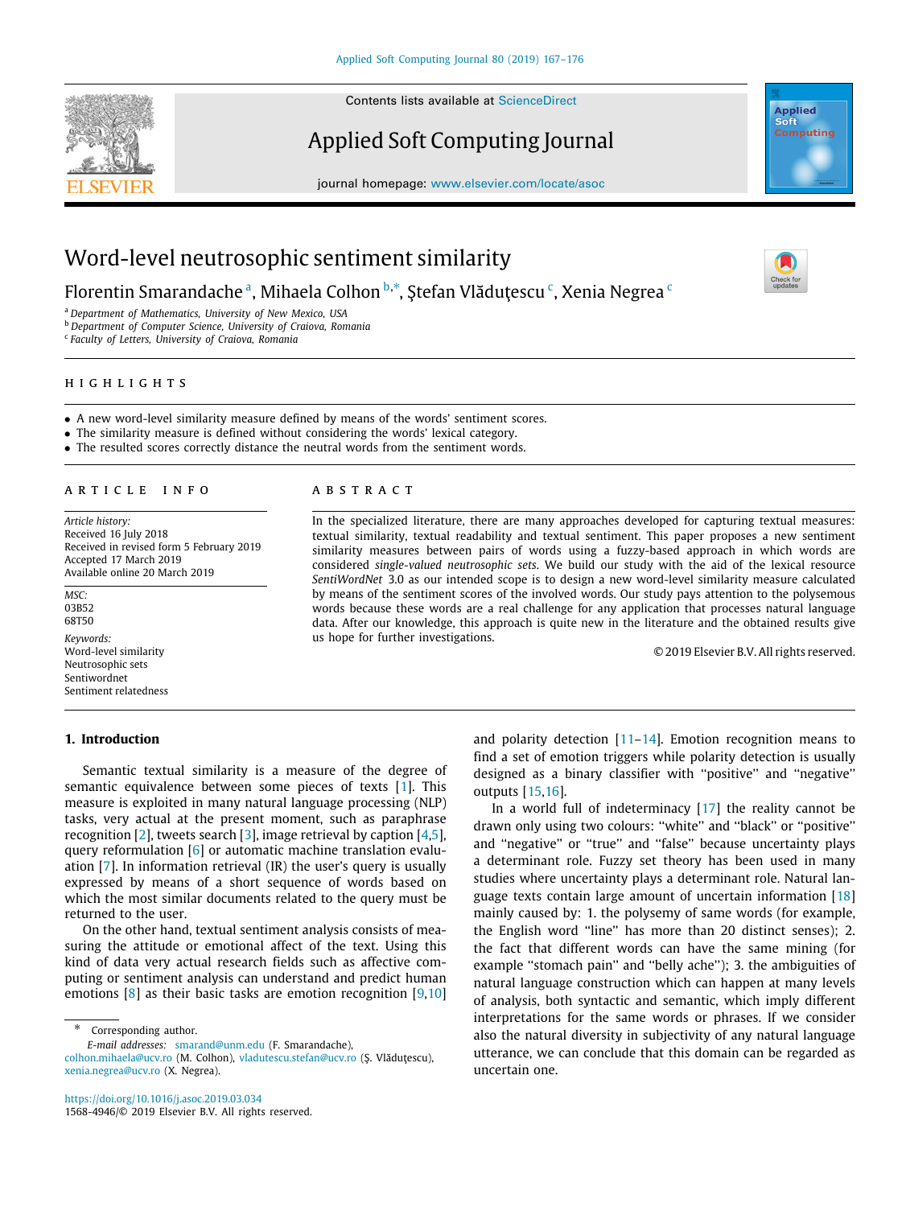# Word-level neutrosophic sentiment similarity

Florentin Smarandache [a], Mihaela Colhon [b,*], Ştefan Vlăduţescu [c], Xenia Negrea [c]

[a] Department of Mathematics, University of New Mexico, USA
[b] Department of Computer Science, University of Craiova, Romania
[c] Faculty of Letters, University of Craiova, Romania

## HIGHLIGHTS

- A new word-level similarity measure defined by means of the words' sentiment scores.
- The similarity measure is defined without considering the words' lexical category.
- The resulted scores correctly distance the neutral words from the sentiment words.

## ARTICLE INFO

*Article history:*
Received 16 July 2018
Received in revised form 5 February 2019
Accepted 17 March 2019
Available online 20 March 2019

*MSC:*
03B52
68T50

*Keywords:*
Word-level similarity
Neutrosophic sets
Sentiwordnet
Sentiment relatedness

## ABSTRACT

In the specialized literature, there are many approaches developed for capturing textual measures: textual similarity, textual readability and textual sentiment. This paper proposes a new sentiment similarity measures between pairs of words using a fuzzy-based approach in which words are considered *single-valued neutrosophic sets*. We build our study with the aid of the lexical resource *SentiWordNet* 3.0 as our intended scope is to design a new word-level similarity measure calculated by means of the sentiment scores of the involved words. Our study pays attention to the polysemous words because these words are a real challenge for any application that processes natural language data. After our knowledge, this approach is quite new in the literature and the obtained results give us hope for further investigations.

© 2019 Elsevier B.V. All rights reserved.

## 1. Introduction

Semantic textual similarity is a measure of the degree of semantic equivalence between some pieces of texts [1]. This measure is exploited in many natural language processing (NLP) tasks, very actual at the present moment, such as paraphrase recognition [2], tweets search [3], image retrieval by caption [4,5], query reformulation [6] or automatic machine translation evaluation [7]. In information retrieval (IR) the user's query is usually expressed by means of a short sequence of words based on which the most similar documents related to the query must be returned to the user.

On the other hand, textual sentiment analysis consists of measuring the attitude or emotional affect of the text. Using this kind of data very actual research fields such as affective computing or sentiment analysis can understand and predict human emotions [8] as their basic tasks are emotion recognition [9,10] and polarity detection [11–14]. Emotion recognition means to find a set of emotion triggers while polarity detection is usually designed as a binary classifier with "positive" and "negative" outputs [15,16].

In a world full of indeterminacy [17] the reality cannot be drawn only using two colours: "white" and "black" or "positive" and "negative" or "true" and "false" because uncertainty plays a determinant role. Fuzzy set theory has been used in many studies where uncertainty plays a determinant role. Natural language texts contain large amount of uncertain information [18] mainly caused by: 1. the polysemy of same words (for example, the English word "line" has more than 20 distinct senses); 2. the fact that different words can have the same mining (for example "stomach pain" and "belly ache"); 3. the ambiguities of natural language construction which can happen at many levels of analysis, both syntactic and semantic, which imply different interpretations for the same words or phrases. If we consider also the natural diversity in subjectivity of any natural language utterance, we can conclude that this domain can be regarded as uncertain one.

* Corresponding author.
*E-mail addresses:* smarand@unm.edu (F. Smarandache), colhon.mihaela@ucv.ro (M. Colhon), vladutescu.stefan@ucv.ro (Ş. Vlăduţescu), xenia.negrea@ucv.ro (X. Negrea).

https://doi.org/10.1016/j.asoc.2019.03.034
1568-4946/© 2019 Elsevier B.V. All rights reserved.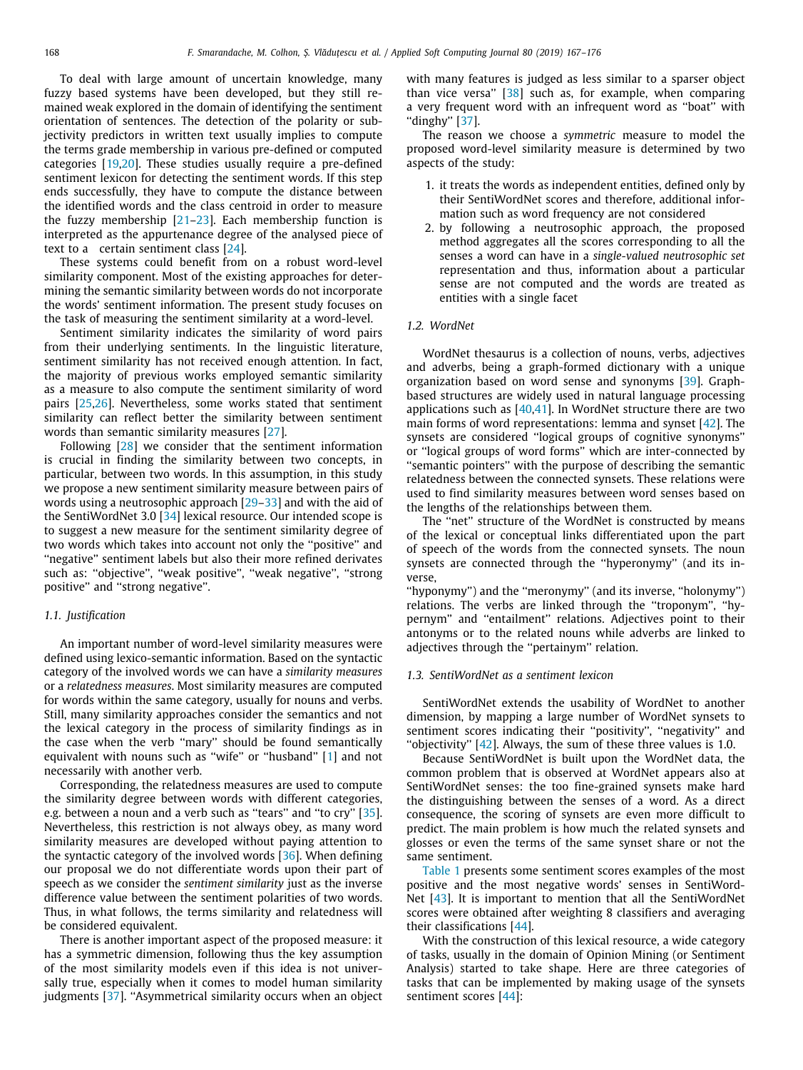To deal with large amount of uncertain knowledge, many fuzzy based systems have been developed, but they still remained weak explored in the domain of identifying the sentiment orientation of sentences. The detection of the polarity or subjectivity predictors in written text usually implies to compute the terms grade membership in various pre-defined or computed categories [19,20]. These studies usually require a pre-defined sentiment lexicon for detecting the sentiment words. If this step ends successfully, they have to compute the distance between the identified words and the class centroid in order to measure the fuzzy membership [21–23]. Each membership function is interpreted as the appurtenance degree of the analysed piece of text to a certain sentiment class [24].

These systems could benefit from on a robust word-level similarity component. Most of the existing approaches for determining the semantic similarity between words do not incorporate the words' sentiment information. The present study focuses on the task of measuring the sentiment similarity at a word-level.

Sentiment similarity indicates the similarity of word pairs from their underlying sentiments. In the linguistic literature, sentiment similarity has not received enough attention. In fact, the majority of previous works employed semantic similarity as a measure to also compute the sentiment similarity of word pairs [25,26]. Nevertheless, some works stated that sentiment similarity can reflect better the similarity between sentiment words than semantic similarity measures [27].

Following [28] we consider that the sentiment information is crucial in finding the similarity between two concepts, in particular, between two words. In this assumption, in this study we propose a new sentiment similarity measure between pairs of words using a neutrosophic approach [29–33] and with the aid of the SentiWordNet 3.0 [34] lexical resource. Our intended scope is to suggest a new measure for the sentiment similarity degree of two words which takes into account not only the "positive" and "negative" sentiment labels but also their more refined derivates such as: "objective", "weak positive", "weak negative", "strong positive" and "strong negative".

### 1.1. Justification

An important number of word-level similarity measures were defined using lexico-semantic information. Based on the syntactic category of the involved words we can have a *similarity measures* or a *relatedness measures*. Most similarity measures are computed for words within the same category, usually for nouns and verbs. Still, many similarity approaches consider the semantics and not the lexical category in the process of similarity findings as in the case when the verb "mary" should be found semantically equivalent with nouns such as "wife" or "husband" [1] and not necessarily with another verb.

Corresponding, the relatedness measures are used to compute the similarity degree between words with different categories, e.g. between a noun and a verb such as "tears" and "to cry" [35]. Nevertheless, this restriction is not always obey, as many word similarity measures are developed without paying attention to the syntactic category of the involved words [36]. When defining our proposal we do not differentiate words upon their part of speech as we consider the *sentiment similarity* just as the inverse difference value between the sentiment polarities of two words. Thus, in what follows, the terms similarity and relatedness will be considered equivalent.

There is another important aspect of the proposed measure: it has a symmetric dimension, following thus the key assumption of the most similarity models even if this idea is not universally true, especially when it comes to model human similarity judgments [37]. "Asymmetrical similarity occurs when an object with many features is judged as less similar to a sparser object than vice versa" [38] such as, for example, when comparing a very frequent word with an infrequent word as "boat" with "dinghy" [37].

The reason we choose a *symmetric* measure to model the proposed word-level similarity measure is determined by two aspects of the study:

1. it treats the words as independent entities, defined only by their SentiWordNet scores and therefore, additional information such as word frequency are not considered
2. by following a neutrosophic approach, the proposed method aggregates all the scores corresponding to all the senses a word can have in a *single-valued neutrosophic set* representation and thus, information about a particular sense are not computed and the words are treated as entities with a single facet

### 1.2. WordNet

WordNet thesaurus is a collection of nouns, verbs, adjectives and adverbs, being a graph-formed dictionary with a unique organization based on word sense and synonyms [39]. Graph-based structures are widely used in natural language processing applications such as [40,41]. In WordNet structure there are two main forms of word representations: lemma and synset [42]. The synsets are considered "logical groups of cognitive synonyms" or "logical groups of word forms" which are inter-connected by "semantic pointers" with the purpose of describing the semantic relatedness between the connected synsets. These relations were used to find similarity measures between word senses based on the lengths of the relationships between them.

The "net" structure of the WordNet is constructed by means of the lexical or conceptual links differentiated upon the part of speech of the words from the connected synsets. The noun synsets are connected through the "hyperonymy" (and its inverse,
"hyponymy") and the "meronymy" (and its inverse, "holonymy") relations. The verbs are linked through the "troponym", "hypernym" and "entailment" relations. Adjectives point to their antonyms or to the related nouns while adverbs are linked to adjectives through the "pertainym" relation.

### 1.3. SentiWordNet as a sentiment lexicon

SentiWordNet extends the usability of WordNet to another dimension, by mapping a large number of WordNet synsets to sentiment scores indicating their "positivity", "negativity" and "objectivity" [42]. Always, the sum of these three values is 1.0.

Because SentiWordNet is built upon the WordNet data, the common problem that is observed at WordNet appears also at SentiWordNet senses: the too fine-grained synsets make hard the distinguishing between the senses of a word. As a direct consequence, the scoring of synsets are even more difficult to predict. The main problem is how much the related synsets and glosses or even the terms of the same synset share or not the same sentiment.

Table 1 presents some sentiment scores examples of the most positive and the most negative words' senses in SentiWordNet [43]. It is important to mention that all the SentiWordNet scores were obtained after weighting 8 classifiers and averaging their classifications [44].

With the construction of this lexical resource, a wide category of tasks, usually in the domain of Opinion Mining (or Sentiment Analysis) started to take shape. Here are three categories of tasks that can be implemented by making usage of the synsets sentiment scores [44]: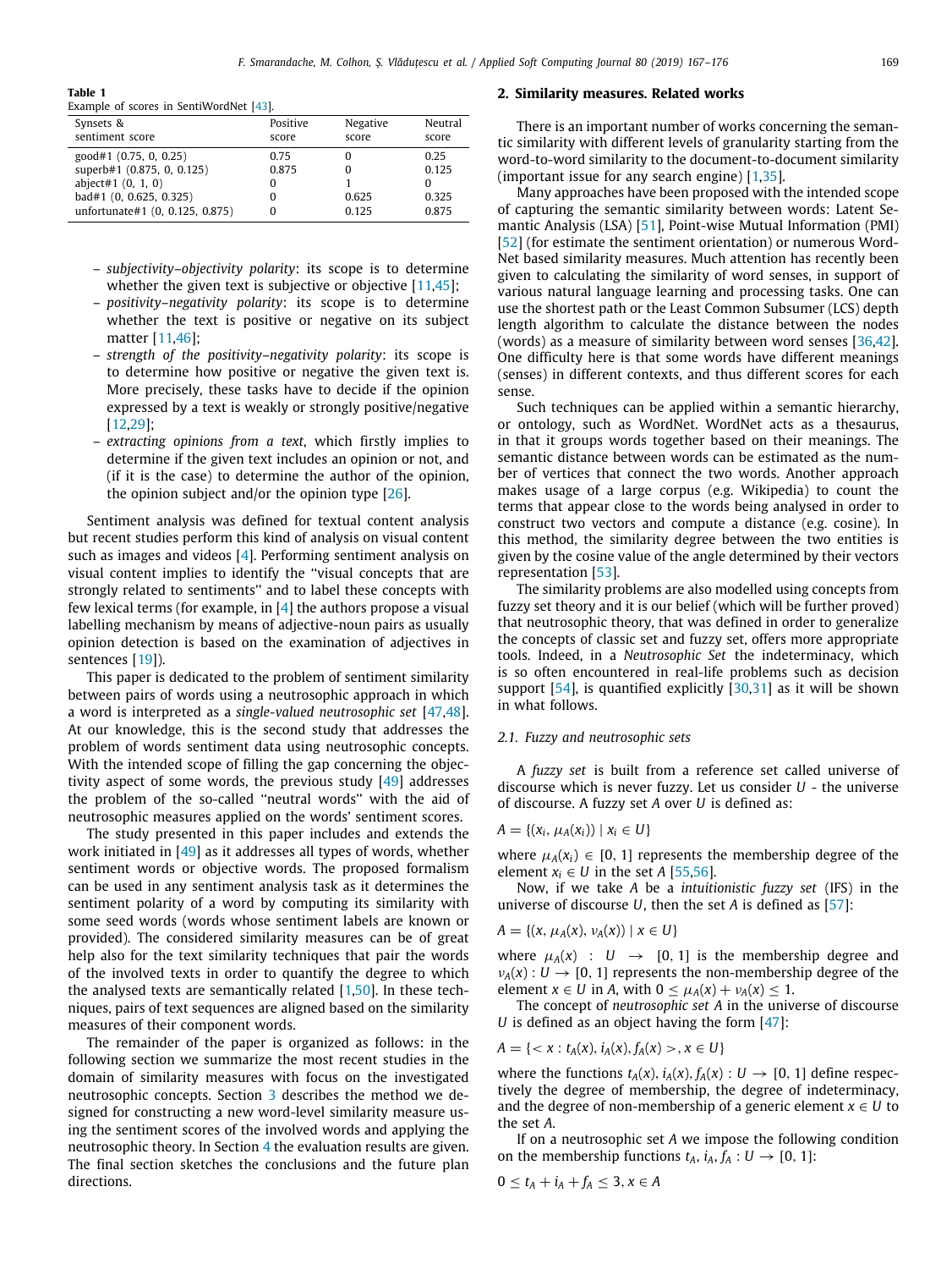**Table 1**
Example of scores in SentiWordNet [43].

| Synsets & sentiment score | Positive score | Negative score | Neutral score |
|---|---|---|---|
| good#1 (0.75, 0, 0.25) | 0.75 | 0 | 0.25 |
| superb#1 (0.875, 0, 0.125) | 0.875 | 0 | 0.125 |
| abject#1 (0, 1, 0) | 0 | 1 | 0 |
| bad#1 (0, 0.625, 0.325) | 0 | 0.625 | 0.325 |
| unfortunate#1 (0, 0.125, 0.875) | 0 | 0.125 | 0.875 |

- *subjectivity–objectivity polarity*: its scope is to determine whether the given text is subjective or objective [11,45];
- *positivity–negativity polarity*: its scope is to determine whether the text is positive or negative on its subject matter [11,46];
- *strength of the positivity–negativity polarity*: its scope is to determine how positive or negative the given text is. More precisely, these tasks have to decide if the opinion expressed by a text is weakly or strongly positive/negative [12,29];
- *extracting opinions from a text*, which firstly implies to determine if the given text includes an opinion or not, and (if it is the case) to determine the author of the opinion, the opinion subject and/or the opinion type [26].

Sentiment analysis was defined for textual content analysis but recent studies perform this kind of analysis on visual content such as images and videos [4]. Performing sentiment analysis on visual content implies to identify the "visual concepts that are strongly related to sentiments" and to label these concepts with few lexical terms (for example, in [4] the authors propose a visual labelling mechanism by means of adjective-noun pairs as usually opinion detection is based on the examination of adjectives in sentences [19]).

This paper is dedicated to the problem of sentiment similarity between pairs of words using a neutrosophic approach in which a word is interpreted as a *single-valued neutrosophic set* [47,48]. At our knowledge, this is the second study that addresses the problem of words sentiment data using neutrosophic concepts. With the intended scope of filling the gap concerning the objectivity aspect of some words, the previous study [49] addresses the problem of the so-called "neutral words" with the aid of neutrosophic measures applied on the words' sentiment scores.

The study presented in this paper includes and extends the work initiated in [49] as it addresses all types of words, whether sentiment words or objective words. The proposed formalism can be used in any sentiment analysis task as it determines the sentiment polarity of a word by computing its similarity with some seed words (words whose sentiment labels are known or provided). The considered similarity measures can be of great help also for the text similarity techniques that pair the words of the involved texts in order to quantify the degree to which the analysed texts are semantically related [1,50]. In these techniques, pairs of text sequences are aligned based on the similarity measures of their component words.

The remainder of the paper is organized as follows: in the following section we summarize the most recent studies in the domain of similarity measures with focus on the investigated neutrosophic concepts. Section 3 describes the method we designed for constructing a new word-level similarity measure using the sentiment scores of the involved words and applying the neutrosophic theory. In Section 4 the evaluation results are given. The final section sketches the conclusions and the future plan directions.

## 2. Similarity measures. Related works

There is an important number of works concerning the semantic similarity with different levels of granularity starting from the word-to-word similarity to the document-to-document similarity (important issue for any search engine) [1,35].

Many approaches have been proposed with the intended scope of capturing the semantic similarity between words: Latent Semantic Analysis (LSA) [51], Point-wise Mutual Information (PMI) [52] (for estimate the sentiment orientation) or numerous WordNet based similarity measures. Much attention has recently been given to calculating the similarity of word senses, in support of various natural language learning and processing tasks. One can use the shortest path or the Least Common Subsumer (LCS) depth length algorithm to calculate the distance between the nodes (words) as a measure of similarity between word senses [36,42]. One difficulty here is that some words have different meanings (senses) in different contexts, and thus different scores for each sense.

Such techniques can be applied within a semantic hierarchy, or ontology, such as WordNet. WordNet acts as a thesaurus, in that it groups words together based on their meanings. The semantic distance between words can be estimated as the number of vertices that connect the two words. Another approach makes usage of a large corpus (e.g. Wikipedia) to count the terms that appear close to the words being analysed in order to construct two vectors and compute a distance (e.g. cosine). In this method, the similarity degree between the two entities is given by the cosine value of the angle determined by their vectors representation [53].

The similarity problems are also modelled using concepts from fuzzy set theory and it is our belief (which will be further proved) that neutrosophic theory, that was defined in order to generalize the concepts of classic set and fuzzy set, offers more appropriate tools. Indeed, in a *Neutrosophic Set* the indeterminacy, which is so often encountered in real-life problems such as decision support [54], is quantified explicitly [30,31] as it will be shown in what follows.

### 2.1. Fuzzy and neutrosophic sets

A *fuzzy set* is built from a reference set called universe of discourse which is never fuzzy. Let us consider $U$ - the universe of discourse. A fuzzy set $A$ over $U$ is defined as:

$$A = \{(x_i, \mu_A(x_i)) \mid x_i \in U\}$$

where $\mu_A(x_i) \in [0, 1]$ represents the membership degree of the element $x_i \in U$ in the set $A$ [55,56].

Now, if we take $A$ be a *intuitionistic fuzzy set* (IFS) in the universe of discourse $U$, then the set $A$ is defined as [57]:

$$A = \{(x, \mu_A(x), \nu_A(x)) \mid x \in U\}$$

where $\mu_A(x) : U \rightarrow [0, 1]$ is the membership degree and $\nu_A(x) : U \rightarrow [0, 1]$ represents the non-membership degree of the element $x \in U$ in $A$, with $0 \leq \mu_A(x) + \nu_A(x) \leq 1$.

The concept of *neutrosophic set A* in the universe of discourse $U$ is defined as an object having the form [47]:

$$A = \{< x : t_A(x), i_A(x), f_A(x) >, x \in U\}$$

where the functions $t_A(x), i_A(x), f_A(x) : U \rightarrow [0, 1]$ define respectively the degree of membership, the degree of indeterminacy, and the degree of non-membership of a generic element $x \in U$ to the set $A$.

If on a neutrosophic set $A$ we impose the following condition on the membership functions $t_A, i_A, f_A : U \rightarrow [0, 1]$:

$$0 \leq t_A + i_A + f_A \leq 3, x \in A$$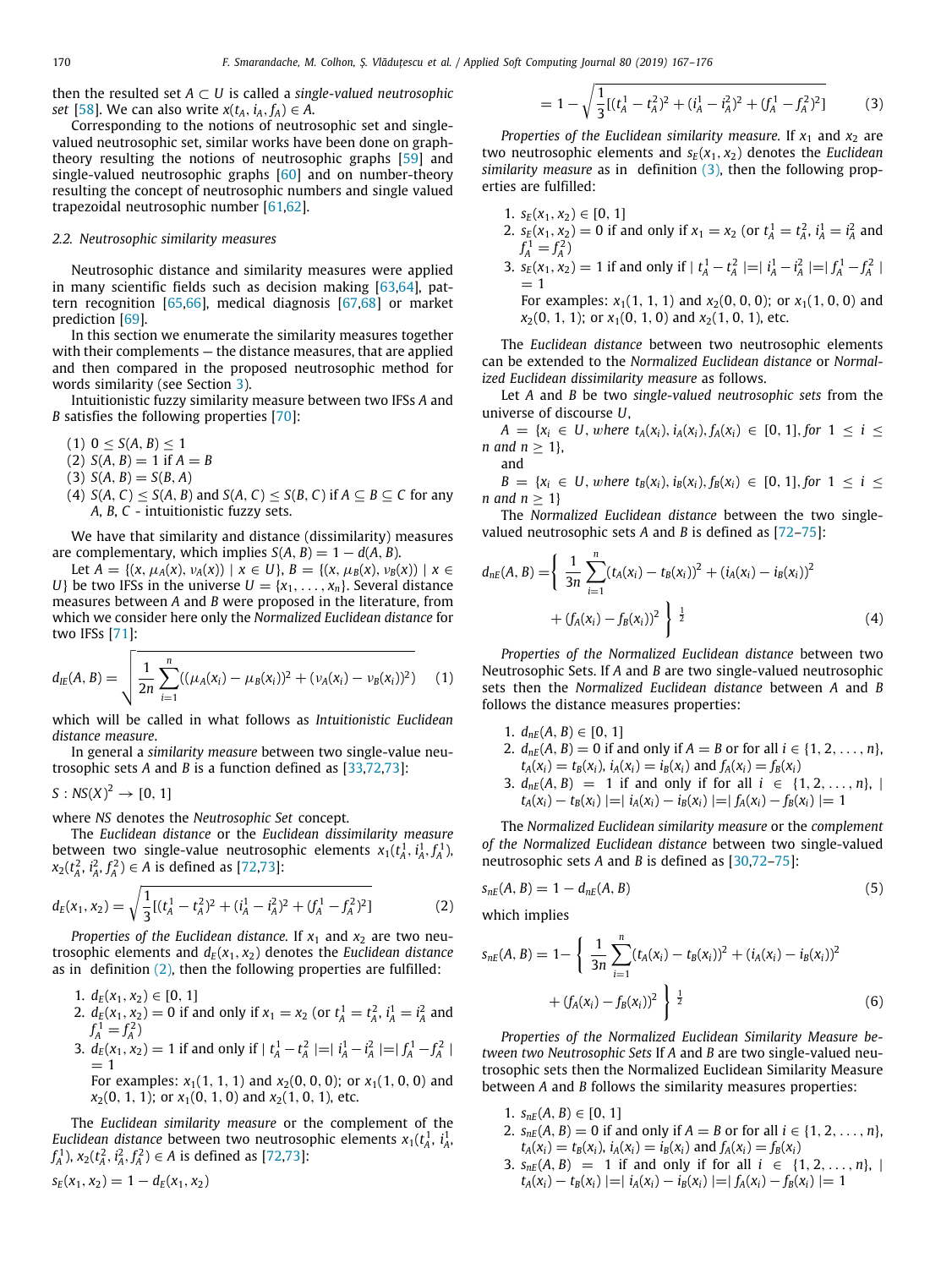then the resulted set $A \subset U$ is called a *single-valued neutrosophic set* [58]. We can also write $x(t_A, i_A, f_A) \in A$.

Corresponding to the notions of neutrosophic set and single-valued neutrosophic set, similar works have been done on graph-theory resulting the notions of neutrosophic graphs [59] and single-valued neutrosophic graphs [60] and on number-theory resulting the concept of neutrosophic numbers and single valued trapezoidal neutrosophic number [61,62].

### 2.2. Neutrosophic similarity measures

Neutrosophic distance and similarity measures were applied in many scientific fields such as decision making [63,64], pattern recognition [65,66], medical diagnosis [67,68] or market prediction [69].

In this section we enumerate the similarity measures together with their complements — the distance measures, that are applied and then compared in the proposed neutrosophic method for words similarity (see Section 3).

Intuitionistic fuzzy similarity measure between two IFSs $A$ and $B$ satisfies the following properties [70]:

(1) $0 \le S(A, B) \le 1$
(2) $S(A, B) = 1$ if $A = B$
(3) $S(A, B) = S(B, A)$
(4) $S(A, C) \le S(A, B)$ and $S(A, C) \le S(B, C)$ if $A \subseteq B \subseteq C$ for any $A, B, C$ - intuitionistic fuzzy sets.

We have that similarity and distance (dissimilarity) measures are complementary, which implies $S(A, B) = 1 - d(A, B)$.

Let $A = \{(x, \mu_A(x), \nu_A(x)) \mid x \in U\}$, $B = \{(x, \mu_B(x), \nu_B(x)) \mid x \in U\}$ be two IFSs in the universe $U = \{x_1, \ldots, x_n\}$. Several distance measures between $A$ and $B$ were proposed in the literature, from which we consider here only the *Normalized Euclidean distance* for two IFSs [71]:

$$d_{IE}(A, B) = \sqrt{\frac{1}{2n}\sum_{i=1}^{n}((\mu_A(x_i) - \mu_B(x_i))^2 + (\nu_A(x_i) - \nu_B(x_i))^2)} \quad (1)$$

which will be called in what follows as *Intuitionistic Euclidean distance measure*.

In general a *similarity measure* between two single-value neutrosophic sets $A$ and $B$ is a function defined as [33,72,73]:

$$S : NS(X)^2 \to [0, 1]$$

where *NS* denotes the *Neutrosophic Set* concept.

The *Euclidean distance* or the *Euclidean dissimilarity measure* between two single-value neutrosophic elements $x_1(t_A^1, i_A^1, f_A^1)$, $x_2(t_A^2, i_A^2, f_A^2) \in A$ is defined as [72,73]:

$$d_E(x_1, x_2) = \sqrt{\frac{1}{3}[(t_A^1 - t_A^2)^2 + (i_A^1 - i_A^2)^2 + (f_A^1 - f_A^2)^2]} \quad (2)$$

*Properties of the Euclidean distance.* If $x_1$ and $x_2$ are two neutrosophic elements and $d_E(x_1, x_2)$ denotes the *Euclidean distance* as in definition (2), then the following properties are fulfilled:

1. $d_E(x_1, x_2) \in [0, 1]$
2. $d_E(x_1, x_2) = 0$ if and only if $x_1 = x_2$ (or $t_A^1 = t_A^2$, $i_A^1 = i_A^2$ and $f_A^1 = f_A^2$)
3. $d_E(x_1, x_2) = 1$ if and only if $\mid t_A^1 - t_A^2 \mid = \mid i_A^1 - i_A^2 \mid = \mid f_A^1 - f_A^2 \mid = 1$
   For examples: $x_1(1, 1, 1)$ and $x_2(0, 0, 0)$; or $x_1(1, 0, 0)$ and $x_2(0, 1, 1)$; or $x_1(0, 1, 0)$ and $x_2(1, 0, 1)$, etc.

The *Euclidean similarity measure* or the complement of the *Euclidean distance* between two neutrosophic elements $x_1(t_A^1, i_A^1, f_A^1)$, $x_2(t_A^2, i_A^2, f_A^2) \in A$ is defined as [72,73]:

$$s_E(x_1, x_2) = 1 - d_E(x_1, x_2)$$

$$= 1 - \sqrt{\frac{1}{3}[(t_A^1 - t_A^2)^2 + (i_A^1 - i_A^2)^2 + (f_A^1 - f_A^2)^2]} \quad (3)$$

*Properties of the Euclidean similarity measure.* If $x_1$ and $x_2$ are two neutrosophic elements and $s_E(x_1, x_2)$ denotes the *Euclidean similarity measure* as in definition (3), then the following properties are fulfilled:

1. $s_E(x_1, x_2) \in [0, 1]$
2. $s_E(x_1, x_2) = 0$ if and only if $x_1 = x_2$ (or $t_A^1 = t_A^2$, $i_A^1 = i_A^2$ and $f_A^1 = f_A^2$)
3. $s_E(x_1, x_2) = 1$ if and only if $\mid t_A^1 - t_A^2 \mid = \mid i_A^1 - i_A^2 \mid = \mid f_A^1 - f_A^2 \mid = 1$
   For examples: $x_1(1, 1, 1)$ and $x_2(0, 0, 0)$; or $x_1(1, 0, 0)$ and $x_2(0, 1, 1)$; or $x_1(0, 1, 0)$ and $x_2(1, 0, 1)$, etc.

The *Euclidean distance* between two neutrosophic elements can be extended to the *Normalized Euclidean distance* or *Normalized Euclidean dissimilarity measure* as follows.

Let $A$ and $B$ be two *single-valued neutrosophic sets* from the universe of discourse $U$,

$A = \{x_i \in U, where\ t_A(x_i), i_A(x_i), f_A(x_i) \in [0, 1], for\ 1 \le i \le n\ and\ n \ge 1\}$,

and

$B = \{x_i \in U, where\ t_B(x_i), i_B(x_i), f_B(x_i) \in [0, 1], for\ 1 \le i \le n\ and\ n \ge 1\}$

The *Normalized Euclidean distance* between the two single-valued neutrosophic sets $A$ and $B$ is defined as [72–75]:

$$d_{nE}(A, B) = \left\{ \frac{1}{3n}\sum_{i=1}^{n}(t_A(x_i) - t_B(x_i))^2 + (i_A(x_i) - i_B(x_i))^2 + (f_A(x_i) - f_B(x_i))^2 \right\}^{\frac{1}{2}} \quad (4)$$

*Properties of the Normalized Euclidean distance* between two Neutrosophic Sets. If $A$ and $B$ are two single-valued neutrosophic sets then the *Normalized Euclidean distance* between $A$ and $B$ follows the distance measures properties:

1. $d_{nE}(A, B) \in [0, 1]$
2. $d_{nE}(A, B) = 0$ if and only if $A = B$ or for all $i \in \{1, 2, \ldots, n\}$, $t_A(x_i) = t_B(x_i)$, $i_A(x_i) = i_B(x_i)$ and $f_A(x_i) = f_B(x_i)$
3. $d_{nE}(A, B) = 1$ if and only if for all $i \in \{1, 2, \ldots, n\}$, $\mid t_A(x_i) - t_B(x_i) \mid = \mid i_A(x_i) - i_B(x_i) \mid = \mid f_A(x_i) - f_B(x_i) \mid = 1$

The *Normalized Euclidean similarity measure* or the *complement of the Normalized Euclidean distance* between two single-valued neutrosophic sets $A$ and $B$ is defined as [30,72–75]:

$$s_{nE}(A, B) = 1 - d_{nE}(A, B) \quad (5)$$

which implies

$$s_{nE}(A, B) = 1 - \left\{ \frac{1}{3n}\sum_{i=1}^{n}(t_A(x_i) - t_B(x_i))^2 + (i_A(x_i) - i_B(x_i))^2 + (f_A(x_i) - f_B(x_i))^2 \right\}^{\frac{1}{2}} \quad (6)$$

*Properties of the Normalized Euclidean Similarity Measure between two Neutrosophic Sets* If $A$ and $B$ are two single-valued neutrosophic sets then the Normalized Euclidean Similarity Measure between $A$ and $B$ follows the similarity measures properties:

1. $s_{nE}(A, B) \in [0, 1]$
2. $s_{nE}(A, B) = 0$ if and only if $A = B$ or for all $i \in \{1, 2, \ldots, n\}$, $t_A(x_i) = t_B(x_i)$, $i_A(x_i) = i_B(x_i)$ and $f_A(x_i) = f_B(x_i)$
3. $s_{nE}(A, B) = 1$ if and only if for all $i \in \{1, 2, \ldots, n\}$, $\mid t_A(x_i) - t_B(x_i) \mid = \mid i_A(x_i) - i_B(x_i) \mid = \mid f_A(x_i) - f_B(x_i) \mid = 1$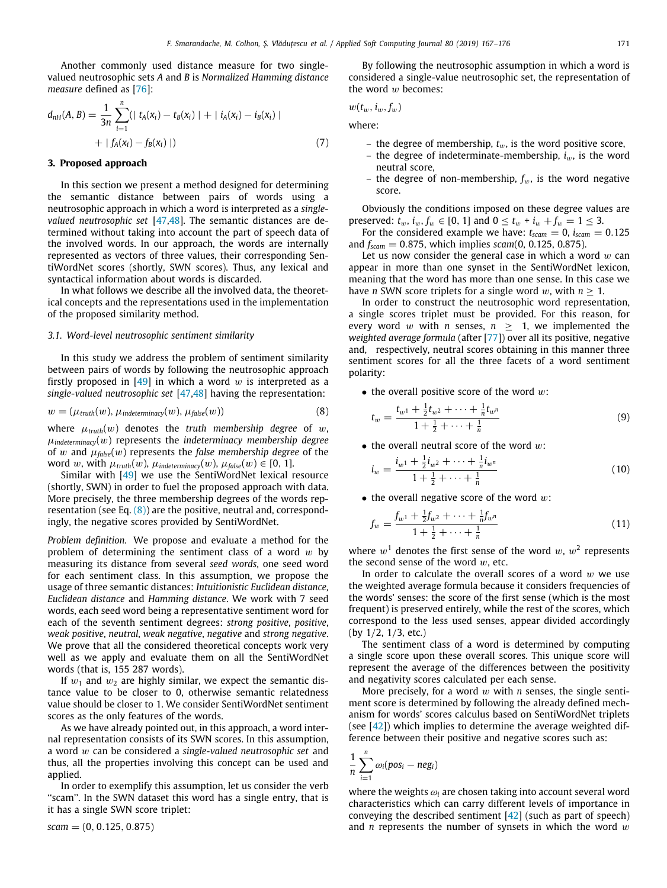Another commonly used distance measure for two single-valued neutrosophic sets $A$ and $B$ is *Normalized Hamming distance measure* defined as [76]:

$$d_{nH}(A, B) = \frac{1}{3n} \sum_{i=1}^{n} (\mid t_A(x_i) - t_B(x_i) \mid + \mid i_A(x_i) - i_B(x_i) \mid + \mid f_A(x_i) - f_B(x_i) \mid) \tag{7}$$

## 3. Proposed approach

In this section we present a method designed for determining the semantic distance between pairs of words using a neutrosophic approach in which a word is interpreted as a *single-valued neutrosophic set* [47,48]. The semantic distances are determined without taking into account the part of speech data of the involved words. In our approach, the words are internally represented as vectors of three values, their corresponding SentiWordNet scores (shortly, SWN scores). Thus, any lexical and syntactical information about words is discarded.

In what follows we describe all the involved data, the theoretical concepts and the representations used in the implementation of the proposed similarity method.

### 3.1. Word-level neutrosophic sentiment similarity

In this study we address the problem of sentiment similarity between pairs of words by following the neutrosophic approach firstly proposed in [49] in which a word $w$ is interpreted as a *single-valued neutrosophic set* [47,48] having the representation:

$$w = (\mu_{truth}(w), \mu_{indeterminacy}(w), \mu_{false}(w)) \tag{8}$$

where $\mu_{truth}(w)$ denotes the *truth membership degree* of $w$, $\mu_{indeterminacy}(w)$ represents the *indeterminacy membership degree* of $w$ and $\mu_{false}(w)$ represents the *false membership degree* of the word $w$, with $\mu_{truth}(w), \mu_{indeterminacy}(w), \mu_{false}(w) \in [0, 1]$.

Similar with [49] we use the SentiWordNet lexical resource (shortly, SWN) in order to fuel the proposed approach with data. More precisely, the three membership degrees of the words representation (see Eq. (8)) are the positive, neutral and, correspondingly, the negative scores provided by SentiWordNet.

*Problem definition.* We propose and evaluate a method for the problem of determining the sentiment class of a word $w$ by measuring its distance from several *seed words*, one seed word for each sentiment class. In this assumption, we propose the usage of three semantic distances: *Intuitionistic Euclidean distance*, *Euclidean distance* and *Hamming distance*. We work with 7 seed words, each seed word being a representative sentiment word for each of the seventh sentiment degrees: *strong positive*, *positive*, *weak positive*, *neutral*, *weak negative*, *negative* and *strong negative*. We prove that all the considered theoretical concepts work very well as we apply and evaluate them on all the SentiWordNet words (that is, 155 287 words).

If $w_1$ and $w_2$ are highly similar, we expect the semantic distance value to be closer to 0, otherwise semantic relatedness value should be closer to 1. We consider SentiWordNet sentiment scores as the only features of the words.

As we have already pointed out, in this approach, a word internal representation consists of its SWN scores. In this assumption, a word $w$ can be considered a *single-valued neutrosophic set* and thus, all the properties involving this concept can be used and applied.

In order to exemplify this assumption, let us consider the verb "scam". In the SWN dataset this word has a single entry, that is it has a single SWN score triplet:

$scam = (0, 0.125, 0.875)$

By following the neutrosophic assumption in which a word is considered a single-value neutrosophic set, the representation of the word $w$ becomes:

$w(t_w, i_w, f_w)$

where:

– the degree of membership, $t_w$, is the word positive score,
– the degree of indeterminate-membership, $i_w$, is the word neutral score,
– the degree of non-membership, $f_w$, is the word negative score.

Obviously the conditions imposed on these degree values are preserved: $t_w, i_w, f_w \in [0, 1]$ and $0 \leq t_w + i_w + f_w = 1 \leq 3$.

For the considered example we have: $t_{scam} = 0$, $i_{scam} = 0.125$ and $f_{scam} = 0.875$, which implies $scam(0, 0.125, 0.875)$.

Let us now consider the general case in which a word $w$ can appear in more than one synset in the SentiWordNet lexicon, meaning that the word has more than one sense. In this case we have $n$ SWN score triplets for a single word $w$, with $n \geq 1$.

In order to construct the neutrosophic word representation, a single scores triplet must be provided. For this reason, for every word $w$ with $n$ senses, $n \geq 1$, we implemented the *weighted average formula* (after [77]) over all its positive, negative and, respectively, neutral scores obtaining in this manner three sentiment scores for all the three facets of a word sentiment polarity:

- the overall positive score of the word $w$:

$$t_w = \frac{t_{w^1} + \frac{1}{2}t_{w^2} + \cdots + \frac{1}{n}t_{w^n}}{1 + \frac{1}{2} + \cdots + \frac{1}{n}} \tag{9}$$

- the overall neutral score of the word $w$:

$$i_w = \frac{i_{w^1} + \frac{1}{2}i_{w^2} + \cdots + \frac{1}{n}i_{w^n}}{1 + \frac{1}{2} + \cdots + \frac{1}{n}} \tag{10}$$

- the overall negative score of the word $w$:

$$f_w = \frac{f_{w^1} + \frac{1}{2}f_{w^2} + \cdots + \frac{1}{n}f_{w^n}}{1 + \frac{1}{2} + \cdots + \frac{1}{n}} \tag{11}$$

where $w^1$ denotes the first sense of the word $w$, $w^2$ represents the second sense of the word $w$, etc.

In order to calculate the overall scores of a word $w$ we use the weighted average formula because it considers frequencies of the words' senses: the score of the first sense (which is the most frequent) is preserved entirely, while the rest of the scores, which correspond to the less used senses, appear divided accordingly (by 1/2, 1/3, etc.)

The sentiment class of a word is determined by computing a single score upon these overall scores. This unique score will represent the average of the differences between the positivity and negativity scores calculated per each sense.

More precisely, for a word $w$ with $n$ senses, the single sentiment score is determined by following the already defined mechanism for words' scores calculus based on SentiWordNet triplets (see [42]) which implies to determine the average weighted difference between their positive and negative scores such as:

$$\frac{1}{n} \sum_{i=1}^{n} \omega_i (pos_i - neg_i)$$

where the weights $\omega_i$ are chosen taking into account several word characteristics which can carry different levels of importance in conveying the described sentiment [42] (such as part of speech) and $n$ represents the number of synsets in which the word $w$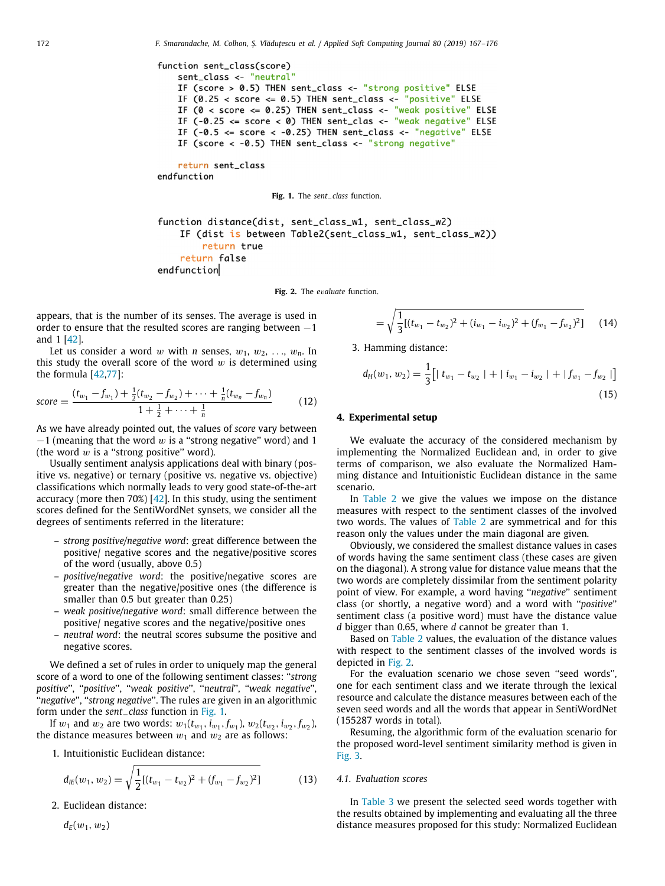```
function sent_class(score)
    sent_class <- "neutral"
    IF (score > 0.5) THEN sent_class <- "strong positive" ELSE
    IF (0.25 < score <= 0.5) THEN sent_class <- "positive" ELSE
    IF (0 < score <= 0.25) THEN sent_class <- "weak positive" ELSE
    IF (-0.25 <= score < 0) THEN sent_clas <- "weak negative" ELSE
    IF (-0.5 <= score < -0.25) THEN sent_class <- "negative" ELSE
    IF (score < -0.5) THEN sent_class <- "strong negative"

    return sent_class
endfunction
```

**Fig. 1.** The *sent_class* function.

```
function distance(dist, sent_class_w1, sent_class_w2)
    IF (dist is between Table2(sent_class_w1, sent_class_w2))
        return true
    return false
endfunction
```

**Fig. 2.** The *evaluate* function.

appears, that is the number of its senses. The average is used in order to ensure that the resulted scores are ranging between −1 and 1 [42].

Let us consider a word $w$ with $n$ senses, $w_1, w_2, \ldots, w_n$. In this study the overall score of the word $w$ is determined using the formula [42,77]:

$$score = \frac{(t_{w_1} - f_{w_1}) + \frac{1}{2}(t_{w_2} - f_{w_2}) + \cdots + \frac{1}{n}(t_{w_n} - f_{w_n})}{1 + \frac{1}{2} + \cdots + \frac{1}{n}} \tag{12}$$

As we have already pointed out, the values of *score* vary between −1 (meaning that the word $w$ is a "strong negative" word) and 1 (the word $w$ is a "strong positive" word).

Usually sentiment analysis applications deal with binary (positive vs. negative) or ternary (positive vs. negative vs. objective) classifications which normally leads to very good state-of-the-art accuracy (more then 70%) [42]. In this study, using the sentiment scores defined for the SentiWordNet synsets, we consider all the degrees of sentiments referred in the literature:

- *strong positive/negative word*: great difference between the positive/ negative scores and the negative/positive scores of the word (usually, above 0.5)
- *positive/negative word*: the positive/negative scores are greater than the negative/positive ones (the difference is smaller than 0.5 but greater than 0.25)
- *weak positive/negative word*: small difference between the positive/ negative scores and the negative/positive ones
- *neutral word*: the neutral scores subsume the positive and negative scores.

We defined a set of rules in order to uniquely map the general score of a word to one of the following sentiment classes: "*strong positive*", "*positive*", "*weak positive*", "*neutral*", "*weak negative*", "*negative*", "*strong negative*". The rules are given in an algorithmic form under the *sent_class* function in Fig. 1.

If $w_1$ and $w_2$ are two words: $w_1(t_{w_1}, i_{w_1}, f_{w_1})$, $w_2(t_{w_2}, i_{w_2}, f_{w_2})$, the distance measures between $w_1$ and $w_2$ are as follows:

1. Intuitionistic Euclidean distance:

$$d_{IE}(w_1, w_2) = \sqrt{\frac{1}{2}[(t_{w_1} - t_{w_2})^2 + (f_{w_1} - f_{w_2})^2]} \tag{13}$$

2. Euclidean distance:

$$d_E(w_1, w_2) = \sqrt{\frac{1}{3}[(t_{w_1} - t_{w_2})^2 + (i_{w_1} - i_{w_2})^2 + (f_{w_1} - f_{w_2})^2]} \tag{14}$$

3. Hamming distance:

$$d_H(w_1, w_2) = \frac{1}{3}\left[| t_{w_1} - t_{w_2} | + | i_{w_1} - i_{w_2} | + | f_{w_1} - f_{w_2} |\right] \tag{15}$$

## 4. Experimental setup

We evaluate the accuracy of the considered mechanism by implementing the Normalized Euclidean and, in order to give terms of comparison, we also evaluate the Normalized Hamming distance and Intuitionistic Euclidean distance in the same scenario.

In Table 2 we give the values we impose on the distance measures with respect to the sentiment classes of the involved two words. The values of Table 2 are symmetrical and for this reason only the values under the main diagonal are given.

Obviously, we considered the smallest distance values in cases of words having the same sentiment class (these cases are given on the diagonal). A strong value for distance value means that the two words are completely dissimilar from the sentiment polarity point of view. For example, a word having "*negative*" sentiment class (or shortly, a negative word) and a word with "*positive*" sentiment class (a positive word) must have the distance value $d$ bigger than 0.65, where $d$ cannot be greater than 1.

Based on Table 2 values, the evaluation of the distance values with respect to the sentiment classes of the involved words is depicted in Fig. 2.

For the evaluation scenario we chose seven "seed words", one for each sentiment class and we iterate through the lexical resource and calculate the distance measures between each of the seven seed words and all the words that appear in SentiWordNet (155287 words in total).

Resuming, the algorithmic form of the evaluation scenario for the proposed word-level sentiment similarity method is given in Fig. 3.

### 4.1. Evaluation scores

In Table 3 we present the selected seed words together with the results obtained by implementing and evaluating all the three distance measures proposed for this study: Normalized Euclidean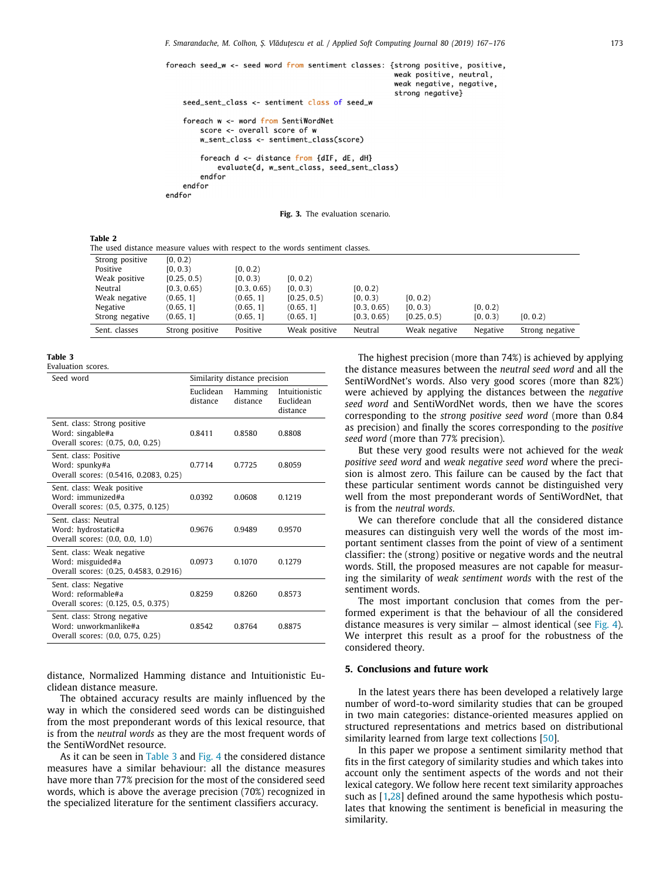```
foreach seed_w <- seed word from sentiment classes: {strong positive, positive,
                                                     weak positive, neutral,
                                                     weak negative, negative,
                                                     strong negative}
    seed_sent_class <- sentiment class of seed_w

    foreach w <- word from SentiWordNet
        score <- overall score of w
        w_sent_class <- sentiment_class(score)

        foreach d <- distance from {dIF, dE, dH}
            evaluate(d, w_sent_class, seed_sent_class)
        endfor
    endfor
endfor
```

**Fig. 3.** The evaluation scenario.

**Table 2**
The used distance measure values with respect to the words sentiment classes.

| | | | | | | | |
|---|---|---|---|---|---|---|---|
| Strong positive | [0, 0.2) | | | | | | |
| Positive | [0, 0.3) | [0, 0.2) | | | | | |
| Weak positive | [0.25, 0.5) | [0, 0.3) | [0, 0.2) | | | | |
| Neutral | [0.3, 0.65) | [0.3, 0.65) | [0, 0.3) | [0, 0.2) | | | |
| Weak negative | (0.65, 1] | (0.65, 1] | [0.25, 0.5) | [0, 0.3) | [0, 0.2) | | |
| Negative | (0.65, 1] | (0.65, 1] | (0.65, 1] | [0.3, 0.65) | [0, 0.3) | [0, 0.2) | |
| Strong negative | (0.65, 1] | (0.65, 1] | (0.65, 1] | [0.3, 0.65) | [0.25, 0.5) | [0, 0.3) | [0, 0.2) |
| Sent. classes | Strong positive | Positive | Weak positive | Neutral | Weak negative | Negative | Strong negative |

**Table 3**
Evaluation scores.

| Seed word | Similarity distance precision | | |
|---|---|---|---|
| | Euclidean distance | Hamming distance | Intuitionistic Euclidean distance |
| Sent. class: Strong positive<br>Word: singable#a<br>Overall scores: (0.75, 0.0, 0.25) | 0.8411 | 0.8580 | 0.8808 |
| Sent. class: Positive<br>Word: spunky#a<br>Overall scores: (0.5416, 0.2083, 0.25) | 0.7714 | 0.7725 | 0.8059 |
| Sent. class: Weak positive<br>Word: immunized#a<br>Overall scores: (0.5, 0.375, 0.125) | 0.0392 | 0.0608 | 0.1219 |
| Sent. class: Neutral<br>Word: hydrostatic#a<br>Overall scores: (0.0, 0.0, 1.0) | 0.9676 | 0.9489 | 0.9570 |
| Sent. class: Weak negative<br>Word: misguided#a<br>Overall scores: (0.25, 0.4583, 0.2916) | 0.0973 | 0.1070 | 0.1279 |
| Sent. class: Negative<br>Word: reformable#a<br>Overall scores: (0.125, 0.5, 0.375) | 0.8259 | 0.8260 | 0.8573 |
| Sent. class: Strong negative<br>Word: unworkmanlike#a<br>Overall scores: (0.0, 0.75, 0.25) | 0.8542 | 0.8764 | 0.8875 |

distance, Normalized Hamming distance and Intuitionistic Euclidean distance measure.

The obtained accuracy results are mainly influenced by the way in which the considered seed words can be distinguished from the most preponderant words of this lexical resource, that is from the *neutral words* as they are the most frequent words of the SentiWordNet resource.

As it can be seen in Table 3 and Fig. 4 the considered distance measures have a similar behaviour: all the distance measures have more than 77% precision for the most of the considered seed words, which is above the average precision (70%) recognized in the specialized literature for the sentiment classifiers accuracy.

The highest precision (more than 74%) is achieved by applying the distance measures between the *neutral seed word* and all the SentiWordNet's words. Also very good scores (more than 82%) were achieved by applying the distances between the *negative seed word* and SentiWordNet words, then we have the scores corresponding to the *strong positive seed word* (more than 0.84 as precision) and finally the scores corresponding to the *positive seed word* (more than 77% precision).

But these very good results were not achieved for the *weak positive seed word* and *weak negative seed word* where the precision is almost zero. This failure can be caused by the fact that these particular sentiment words cannot be distinguished very well from the most preponderant words of SentiWordNet, that is from the *neutral words*.

We can therefore conclude that all the considered distance measures can distinguish very well the words of the most important sentiment classes from the point of view of a sentiment classifier: the (strong) positive or negative words and the neutral words. Still, the proposed measures are not capable for measuring the similarity of *weak sentiment words* with the rest of the sentiment words.

The most important conclusion that comes from the performed experiment is that the behaviour of all the considered distance measures is very similar — almost identical (see Fig. 4). We interpret this result as a proof for the robustness of the considered theory.

## 5. Conclusions and future work

In the latest years there has been developed a relatively large number of word-to-word similarity studies that can be grouped in two main categories: distance-oriented measures applied on structured representations and metrics based on distributional similarity learned from large text collections [50].

In this paper we propose a sentiment similarity method that fits in the first category of similarity studies and which takes into account only the sentiment aspects of the words and not their lexical category. We follow here recent text similarity approaches such as [1,28] defined around the same hypothesis which postulates that knowing the sentiment is beneficial in measuring the similarity.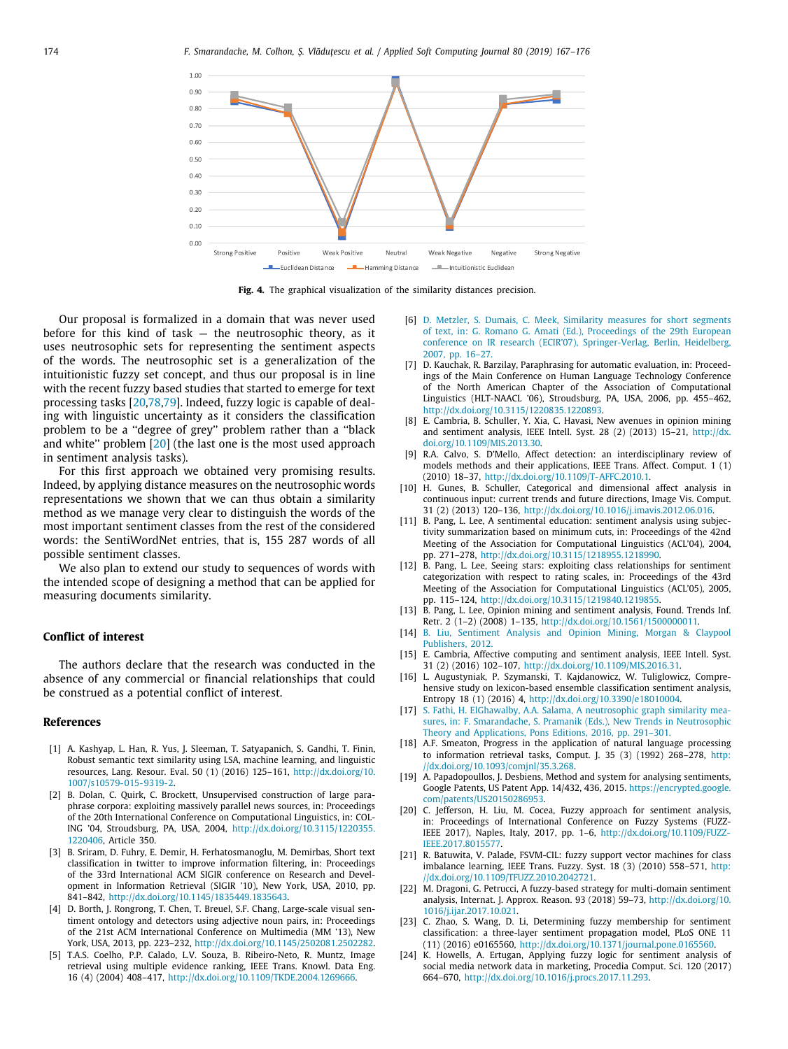**Fig. 4.** The graphical visualization of the similarity distances precision.

Our proposal is formalized in a domain that was never used before for this kind of task — the neutrosophic theory, as it uses neutrosophic sets for representing the sentiment aspects of the words. The neutrosophic set is a generalization of the intuitionistic fuzzy set concept, and thus our proposal is in line with the recent fuzzy based studies that started to emerge for text processing tasks [20,78,79]. Indeed, fuzzy logic is capable of dealing with linguistic uncertainty as it considers the classification problem to be a ''degree of grey'' problem rather than a ''black and white'' problem [20] (the last one is the most used approach in sentiment analysis tasks).

For this first approach we obtained very promising results. Indeed, by applying distance measures on the neutrosophic words representations we shown that we can thus obtain a similarity method as we manage very clear to distinguish the words of the most important sentiment classes from the rest of the considered words: the SentiWordNet entries, that is, 155 287 words of all possible sentiment classes.

We also plan to extend our study to sequences of words with the intended scope of designing a method that can be applied for measuring documents similarity.

## Conflict of interest

The authors declare that the research was conducted in the absence of any commercial or financial relationships that could be construed as a potential conflict of interest.

## References

[1] A. Kashyap, L. Han, R. Yus, J. Sleeman, T. Satyapanich, S. Gandhi, T. Finin, Robust semantic text similarity using LSA, machine learning, and linguistic resources, Lang. Resour. Eval. 50 (1) (2016) 125–161, http://dx.doi.org/10.1007/s10579-015-9319-2.

[2] B. Dolan, C. Quirk, C. Brockett, Unsupervised construction of large paraphrase corpora: exploiting massively parallel news sources, in: Proceedings of the 20th International Conference on Computational Linguistics, in: COLING '04, Stroudsburg, PA, USA, 2004, http://dx.doi.org/10.3115/1220355.1220406, Article 350.

[3] B. Sriram, D. Fuhry, E. Demir, H. Ferhatosmanoglu, M. Demirbas, Short text classification in twitter to improve information filtering, in: Proceedings of the 33rd International ACM SIGIR conference on Research and Development in Information Retrieval (SIGIR '10), New York, USA, 2010, pp. 841–842, http://dx.doi.org/10.1145/1835449.1835643.

[4] D. Borth, J. Rongrong, T. Chen, T. Breuel, S.F. Chang, Large-scale visual sentiment ontology and detectors using adjective noun pairs, in: Proceedings of the 21st ACM International Conference on Multimedia (MM '13), New York, USA, 2013, pp. 223–232, http://dx.doi.org/10.1145/2502081.2502282.

[5] T.A.S. Coelho, P.P. Calado, L.V. Souza, B. Ribeiro-Neto, R. Muntz, Image retrieval using multiple evidence ranking, IEEE Trans. Knowl. Data Eng. 16 (4) (2004) 408–417, http://dx.doi.org/10.1109/TKDE.2004.1269666.

[6] D. Metzler, S. Dumais, C. Meek, Similarity measures for short segments of text, in: G. Romano G. Amati (Ed.), Proceedings of the 29th European conference on IR research (ECIR'07), Springer-Verlag, Berlin, Heidelberg, 2007, pp. 16–27.

[7] D. Kauchak, R. Barzilay, Paraphrasing for automatic evaluation, in: Proceedings of the Main Conference on Human Language Technology Conference of the North American Chapter of the Association of Computational Linguistics (HLT-NAACL '06), Stroudsburg, PA, USA, 2006, pp. 455–462, http://dx.doi.org/10.3115/1220835.1220893.

[8] E. Cambria, B. Schuller, Y. Xia, C. Havasi, New avenues in opinion mining and sentiment analysis, IEEE Intell. Syst. 28 (2) (2013) 15–21, http://dx.doi.org/10.1109/MIS.2013.30.

[9] R.A. Calvo, S. D'Mello, Affect detection: an interdisciplinary review of models methods and their applications, IEEE Trans. Affect. Comput. 1 (1) (2010) 18–37, http://dx.doi.org/10.1109/T-AFFC.2010.1.

[10] H. Gunes, B. Schuller, Categorical and dimensional affect analysis in continuous input: current trends and future directions, Image Vis. Comput. 31 (2) (2013) 120–136, http://dx.doi.org/10.1016/j.imavis.2012.06.016.

[11] B. Pang, L. Lee, A sentimental education: sentiment analysis using subjectivity summarization based on minimum cuts, in: Proceedings of the 42nd Meeting of the Association for Computational Linguistics (ACL'04), 2004, pp. 271–278, http://dx.doi.org/10.3115/1218955.1218990.

[12] B. Pang, L. Lee, Seeing stars: exploiting class relationships for sentiment categorization with respect to rating scales, in: Proceedings of the 43rd Meeting of the Association for Computational Linguistics (ACL'05), 2005, pp. 115–124, http://dx.doi.org/10.3115/1219840.1219855.

[13] B. Pang, L. Lee, Opinion mining and sentiment analysis, Found. Trends Inf. Retr. 2 (1–2) (2008) 1–135, http://dx.doi.org/10.1561/1500000011.

[14] B. Liu, Sentiment Analysis and Opinion Mining, Morgan & Claypool Publishers, 2012.

[15] E. Cambria, Affective computing and sentiment analysis, IEEE Intell. Syst. 31 (2) (2016) 102–107, http://dx.doi.org/10.1109/MIS.2016.31.

[16] L. Augustyniak, P. Szymanski, T. Kajdanowicz, W. Tuliglowicz, Comprehensive study on lexicon-based ensemble classification sentiment analysis, Entropy 18 (1) (2016) 4, http://dx.doi.org/10.3390/e18010004.

[17] S. Fathi, H. ElGhawalby, A.A. Salama, A neutrosophic graph similarity measures, in: F. Smarandache, S. Pramanik (Eds.), New Trends in Neutrosophic Theory and Applications, Pons Editions, 2016, pp. 291–301.

[18] A.F. Smeaton, Progress in the application of natural language processing to information retrieval tasks, Comput. J. 35 (3) (1992) 268–278, http://dx.doi.org/10.1093/comjnl/35.3.268.

[19] A. Papadopoullos, J. Desbiens, Method and system for analysing sentiments, Google Patents, US Patent App. 14/432, 436, 2015. https://encrypted.google.com/patents/US20150286953.

[20] C. Jefferson, H. Liu, M. Cocea, Fuzzy approach for sentiment analysis, in: Proceedings of International Conference on Fuzzy Systems (FUZZ-IEEE 2017), Naples, Italy, 2017, pp. 1–6, http://dx.doi.org/10.1109/FUZZ-IEEE.2017.8015577.

[21] R. Batuwita, V. Palade, FSVM-CIL: fuzzy support vector machines for class imbalance learning, IEEE Trans. Fuzzy. Syst. 18 (3) (2010) 558–571, http://dx.doi.org/10.1109/TFUZZ.2010.2042721.

[22] M. Dragoni, G. Petrucci, A fuzzy-based strategy for multi-domain sentiment analysis, Internat. J. Approx. Reason. 93 (2018) 59–73, http://dx.doi.org/10.1016/j.ijar.2017.10.021.

[23] C. Zhao, S. Wang, D. Li, Determining fuzzy membership for sentiment classification: a three-layer sentiment propagation model, PLoS ONE 11 (11) (2016) e0165560, http://dx.doi.org/10.1371/journal.pone.0165560.

[24] K. Howells, A. Ertugan, Applying fuzzy logic for sentiment analysis of social media network data in marketing, Procedia Comput. Sci. 120 (2017) 664–670, http://dx.doi.org/10.1016/j.procs.2017.11.293.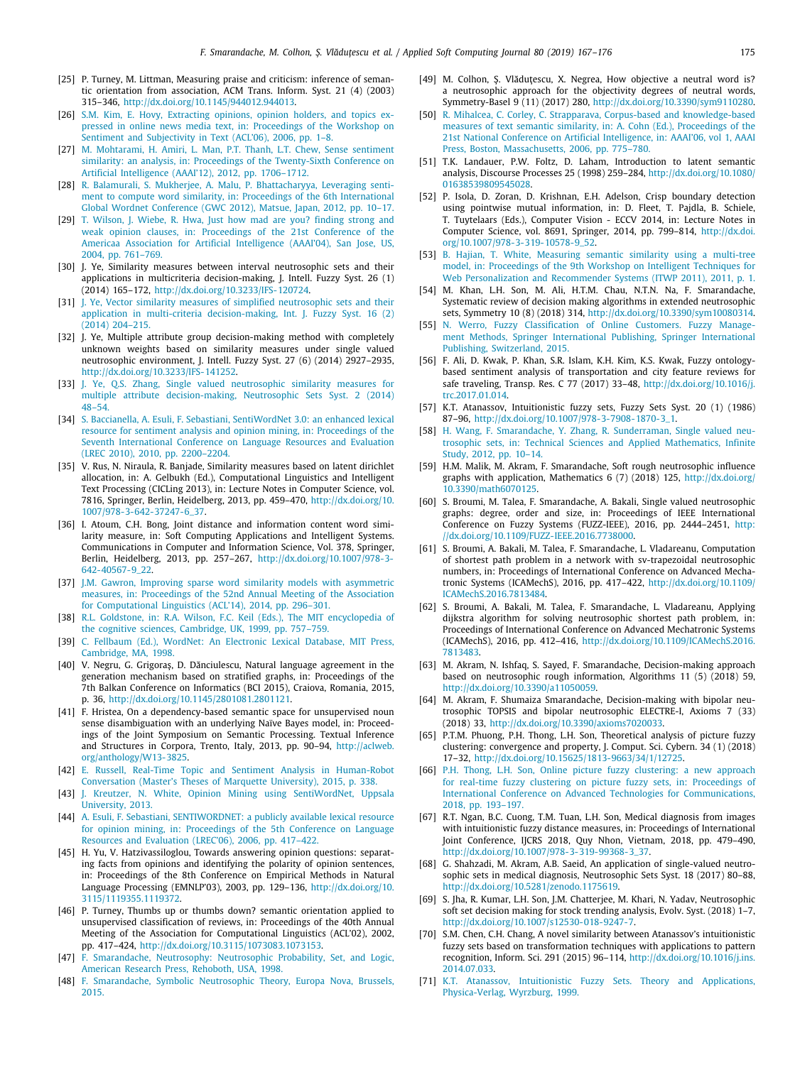[25] P. Turney, M. Littman, Measuring praise and criticism: inference of semantic orientation from association, ACM Trans. Inform. Syst. 21 (4) (2003) 315–346, http://dx.doi.org/10.1145/944012.944013.

[26] S.M. Kim, E. Hovy, Extracting opinions, opinion holders, and topics expressed in online news media text, in: Proceedings of the Workshop on Sentiment and Subjectivity in Text (ACL'06), 2006, pp. 1–8.

[27] M. Mohtarami, H. Amiri, L. Man, P.T. Thanh, L.T. Chew, Sense sentiment similarity: an analysis, in: Proceedings of the Twenty-Sixth Conference on Artificial Intelligence (AAAI'12), 2012, pp. 1706–1712.

[28] R. Balamurali, S. Mukherjee, A. Malu, P. Bhattacharyya, Leveraging sentiment to compute word similarity, in: Proceedings of the 6th International Global Wordnet Conference (GWC 2012), Matsue, Japan, 2012, pp. 10–17.

[29] T. Wilson, J. Wiebe, R. Hwa, Just how mad are you? finding strong and weak opinion clauses, in: Proceedings of the 21st Conference of the Americaa Association for Artificial Intelligence (AAAI'04), San Jose, US, 2004, pp. 761–769.

[30] J. Ye, Similarity measures between interval neutrosophic sets and their applications in multicriteria decision-making, J. Intell. Fuzzy Syst. 26 (1) (2014) 165–172, http://dx.doi.org/10.3233/IFS-120724.

[31] J. Ye, Vector similarity measures of simplified neutrosophic sets and their application in multi-criteria decision-making, Int. J. Fuzzy Syst. 16 (2) (2014) 204–215.

[32] J. Ye, Multiple attribute group decision-making method with completely unknown weights based on similarity measures under single valued neutrosophic environment, J. Intell. Fuzzy Syst. 27 (6) (2014) 2927–2935, http://dx.doi.org/10.3233/IFS-141252.

[33] J. Ye, Q.S. Zhang, Single valued neutrosophic similarity measures for multiple attribute decision-making, Neutrosophic Sets Syst. 2 (2014) 48–54.

[34] S. Baccianella, A. Esuli, F. Sebastiani, SentiWordNet 3.0: an enhanced lexical resource for sentiment analysis and opinion mining, in: Proceedings of the Seventh International Conference on Language Resources and Evaluation (LREC 2010), 2010, pp. 2200–2204.

[35] V. Rus, N. Niraula, R. Banjade, Similarity measures based on latent dirichlet allocation, in: A. Gelbukh (Ed.), Computational Linguistics and Intelligent Text Processing (CICLing 2013), in: Lecture Notes in Computer Science, vol. 7816, Springer, Berlin, Heidelberg, 2013, pp. 459–470, http://dx.doi.org/10.1007/978-3-642-37247-6_37.

[36] I. Atoum, C.H. Bong, Joint distance and information content word similarity measure, in: Soft Computing Applications and Intelligent Systems. Communications in Computer and Information Science, Vol. 378, Springer, Berlin, Heidelberg, 2013, pp. 257–267, http://dx.doi.org/10.1007/978-3-642-40567-9_22.

[37] J.M. Gawron, Improving sparse word similarity models with asymmetric measures, in: Proceedings of the 52nd Annual Meeting of the Association for Computational Linguistics (ACL'14), 2014, pp. 296–301.

[38] R.L. Goldstone, in: R.A. Wilson, F.C. Keil (Eds.), The MIT encyclopedia of the cognitive sciences, Cambridge, UK, 1999, pp. 757–759.

[39] C. Fellbaum (Ed.), WordNet: An Electronic Lexical Database, MIT Press, Cambridge, MA, 1998.

[40] V. Negru, G. Grigoraş, D. Dănciulescu, Natural language agreement in the generation mechanism based on stratified graphs, in: Proceedings of the 7th Balkan Conference on Informatics (BCI 2015), Craiova, Romania, 2015, p. 36, http://dx.doi.org/10.1145/2801081.2801121.

[41] F. Hristea, On a dependency-based semantic space for unsupervised noun sense disambiguation with an underlying Naïve Bayes model, in: Proceedings of the Joint Symposium on Semantic Processing. Textual Inference and Structures in Corpora, Trento, Italy, 2013, pp. 90–94, http://aclweb.org/anthology/W13-3825.

[42] E. Russell, Real-Time Topic and Sentiment Analysis in Human-Robot Conversation (Master's Theses of Marquette University), 2015, p. 338.

[43] J. Kreutzer, N. White, Opinion Mining using SentiWordNet, Uppsala University, 2013.

[44] A. Esuli, F. Sebastiani, SENTIWORDNET: a publicly available lexical resource for opinion mining, in: Proceedings of the 5th Conference on Language Resources and Evaluation (LREC'06), 2006, pp. 417–422.

[45] H. Yu, V. Hatzivassiloglou, Towards answering opinion questions: separating facts from opinions and identifying the polarity of opinion sentences, in: Proceedings of the 8th Conference on Empirical Methods in Natural Language Processing (EMNLP'03), 2003, pp. 129–136, http://dx.doi.org/10.3115/1119355.1119372.

[46] P. Turney, Thumbs up or thumbs down? semantic orientation applied to unsupervised classification of reviews, in: Proceedings of the 40th Annual Meeting of the Association for Computational Linguistics (ACL'02), 2002, pp. 417–424, http://dx.doi.org/10.3115/1073083.1073153.

[47] F. Smarandache, Neutrosophy: Neutrosophic Probability, Set, and Logic, American Research Press, Rehoboth, USA, 1998.

[48] F. Smarandache, Symbolic Neutrosophic Theory, Europa Nova, Brussels, 2015.

[49] M. Colhon, Ş. Vlăduţescu, X. Negrea, How objective a neutral word is? a neutrosophic approach for the objectivity degrees of neutral words, Symmetry-Basel 9 (11) (2017) 280, http://dx.doi.org/10.3390/sym9110280.

[50] R. Mihalcea, C. Corley, C. Strapparava, Corpus-based and knowledge-based measures of text semantic similarity, in: A. Cohn (Ed.), Proceedings of the 21st National Conference on Artificial Intelligence, in: AAAI'06, vol 1, AAAI Press, Boston, Massachusetts, 2006, pp. 775–780.

[51] T.K. Landauer, P.W. Foltz, D. Laham, Introduction to latent semantic analysis, Discourse Processes 25 (1998) 259–284, http://dx.doi.org/10.1080/01638539809545028.

[52] P. Isola, D. Zoran, D. Krishnan, E.H. Adelson, Crisp boundary detection using pointwise mutual information, in: D. Fleet, T. Pajdla, B. Schiele, T. Tuytelaars (Eds.), Computer Vision - ECCV 2014, in: Lecture Notes in Computer Science, vol. 8691, Springer, 2014, pp. 799–814, http://dx.doi.org/10.1007/978-3-319-10578-9_52.

[53] B. Hajian, T. White, Measuring semantic similarity using a multi-tree model, in: Proceedings of the 9th Workshop on Intelligent Techniques for Web Personalization and Recommender Systems (ITWP 2011), 2011, p. 1.

[54] M. Khan, L.H. Son, M. Ali, H.T.M. Chau, N.T.N. Na, F. Smarandache, Systematic review of decision making algorithms in extended neutrosophic sets, Symmetry 10 (8) (2018) 314, http://dx.doi.org/10.3390/sym10080314.

[55] N. Werro, Fuzzy Classification of Online Customers. Fuzzy Management Methods, Springer International Publishing, Springer International Publishing, Switzerland, 2015.

[56] F. Ali, D. Kwak, P. Khan, S.R. Islam, K.H. Kim, K.S. Kwak, Fuzzy ontology-based sentiment analysis of transportation and city feature reviews for safe traveling, Transp. Res. C 77 (2017) 33–48, http://dx.doi.org/10.1016/j.trc.2017.01.014.

[57] K.T. Atanassov, Intuitionistic fuzzy sets, Fuzzy Sets Syst. 20 (1) (1986) 87–96, http://dx.doi.org/10.1007/978-3-7908-1870-3_1.

[58] H. Wang, F. Smarandache, Y. Zhang, R. Sunderraman, Single valued neutrosophic sets, in: Technical Sciences and Applied Mathematics, Infinite Study, 2012, pp. 10–14.

[59] H.M. Malik, M. Akram, F. Smarandache, Soft rough neutrosophic influence graphs with application, Mathematics 6 (7) (2018) 125, http://dx.doi.org/10.3390/math6070125.

[60] S. Broumi, M. Talea, F. Smarandache, A. Bakali, Single valued neutrosophic graphs: degree, order and size, in: Proceedings of IEEE International Conference on Fuzzy Systems (FUZZ-IEEE), 2016, pp. 2444–2451, http://dx.doi.org/10.1109/FUZZ-IEEE.2016.7738000.

[61] S. Broumi, A. Bakali, M. Talea, F. Smarandache, L. Vladareanu, Computation of shortest path problem in a network with sv-trapezoidal neutrosophic numbers, in: Proceedings of International Conference on Advanced Mechatronic Systems (ICAMechS), 2016, pp. 417–422, http://dx.doi.org/10.1109/ICAMechS.2016.7813484.

[62] S. Broumi, A. Bakali, M. Talea, F. Smarandache, L. Vladareanu, Applying dijkstra algorithm for solving neutrosophic shortest path problem, in: Proceedings of International Conference on Advanced Mechatronic Systems (ICAMechS), 2016, pp. 412–416, http://dx.doi.org/10.1109/ICAMechS.2016.7813483.

[63] M. Akram, N. Ishfaq, S. Sayed, F. Smarandache, Decision-making approach based on neutrosophic rough information, Algorithms 11 (5) (2018) 59, http://dx.doi.org/10.3390/a11050059.

[64] M. Akram, F. Shumaiza Smarandache, Decision-making with bipolar neutrosophic TOPSIS and bipolar neutrosophic ELECTRE-I, Axioms 7 (33) (2018) 33, http://dx.doi.org/10.3390/axioms7020033.

[65] P.T.M. Phuong, P.H. Thong, L.H. Son, Theoretical analysis of picture fuzzy clustering: convergence and property, J. Comput. Sci. Cybern. 34 (1) (2018) 17–32, http://dx.doi.org/10.15625/1813-9663/34/1/12725.

[66] P.H. Thong, L.H. Son, Online picture fuzzy clustering: a new approach for real-time fuzzy clustering on picture fuzzy sets, in: Proceedings of International Conference on Advanced Technologies for Communications, 2018, pp. 193–197.

[67] R.T. Ngan, B.C. Cuong, T.M. Tuan, L.H. Son, Medical diagnosis from images with intuitionistic fuzzy distance measures, in: Proceedings of International Joint Conference, IJCRS 2018, Quy Nhon, Vietnam, 2018, pp. 479–490, http://dx.doi.org/10.1007/978-3-319-99368-3_37.

[68] G. Shahzadi, M. Akram, A.B. Saeid, An application of single-valued neutrosophic sets in medical diagnosis, Neutrosophic Sets Syst. 18 (2017) 80–88, http://dx.doi.org/10.5281/zenodo.1175619.

[69] S. Jha, R. Kumar, L.H. Son, J.M. Chatterjee, M. Khari, N. Yadav, Neutrosophic soft set decision making for stock trending analysis, Evolv. Syst. (2018) 1–7, http://dx.doi.org/10.1007/s12530-018-9247-7.

[70] S.M. Chen, C.H. Chang, A novel similarity between Atanassov's intuitionistic fuzzy sets based on transformation techniques with applications to pattern recognition, Inform. Sci. 291 (2015) 96–114, http://dx.doi.org/10.1016/j.ins.2014.07.033.

[71] K.T. Atanassov, Intuitionistic Fuzzy Sets. Theory and Applications, Physica-Verlag, Wyrzburg, 1999.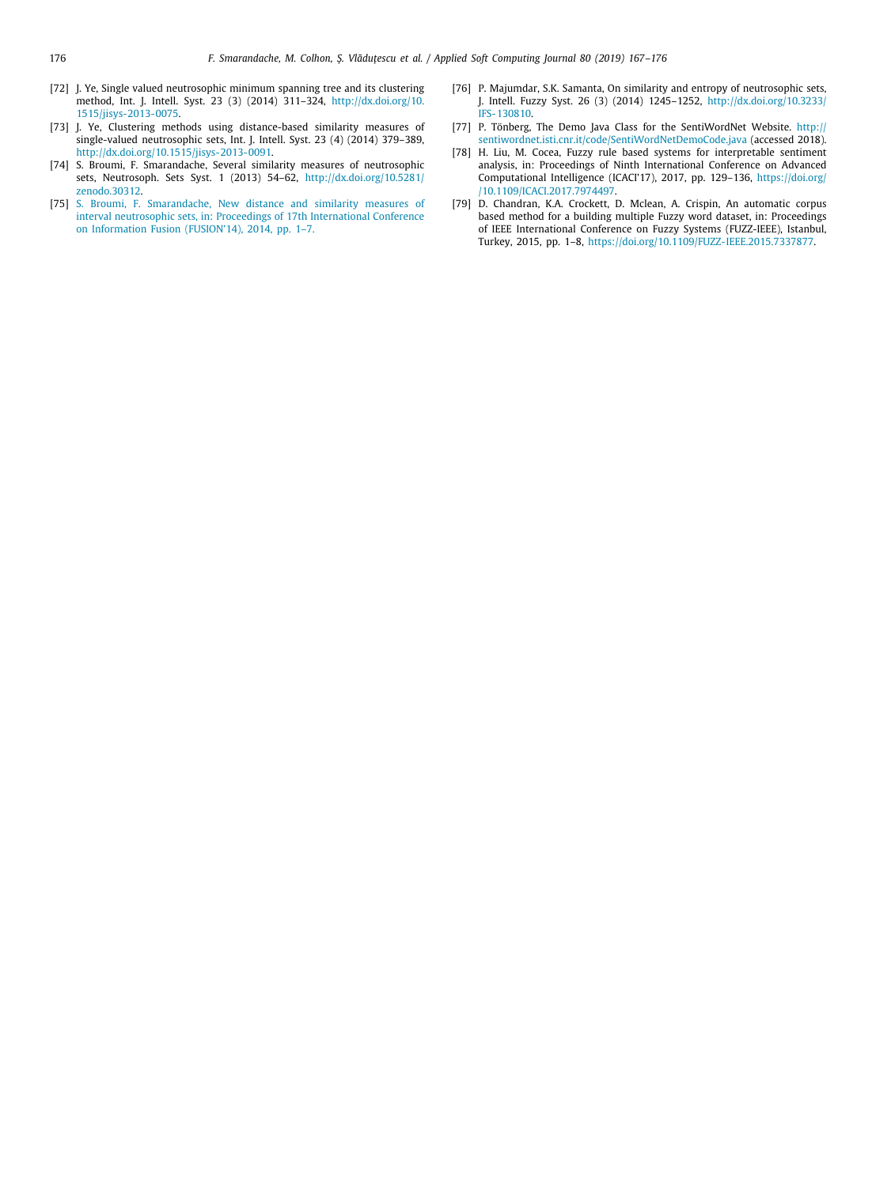[72] J. Ye, Single valued neutrosophic minimum spanning tree and its clustering method, Int. J. Intell. Syst. 23 (3) (2014) 311–324, http://dx.doi.org/10.1515/jisys-2013-0075.

[73] J. Ye, Clustering methods using distance-based similarity measures of single-valued neutrosophic sets, Int. J. Intell. Syst. 23 (4) (2014) 379–389, http://dx.doi.org/10.1515/jisys-2013-0091.

[74] S. Broumi, F. Smarandache, Several similarity measures of neutrosophic sets, Neutrosoph. Sets Syst. 1 (2013) 54–62, http://dx.doi.org/10.5281/zenodo.30312.

[75] S. Broumi, F. Smarandache, New distance and similarity measures of interval neutrosophic sets, in: Proceedings of 17th International Conference on Information Fusion (FUSION'14), 2014, pp. 1–7.

[76] P. Majumdar, S.K. Samanta, On similarity and entropy of neutrosophic sets, J. Intell. Fuzzy Syst. 26 (3) (2014) 1245–1252, http://dx.doi.org/10.3233/IFS-130810.

[77] P. Tönberg, The Demo Java Class for the SentiWordNet Website. http://sentiwordnet.isti.cnr.it/code/SentiWordNetDemoCode.java (accessed 2018).

[78] H. Liu, M. Cocea, Fuzzy rule based systems for interpretable sentiment analysis, in: Proceedings of Ninth International Conference on Advanced Computational Intelligence (ICACI'17), 2017, pp. 129–136, https://doi.org//10.1109/ICACI.2017.7974497.

[79] D. Chandran, K.A. Crockett, D. Mclean, A. Crispin, An automatic corpus based method for a building multiple Fuzzy word dataset, in: Proceedings of IEEE International Conference on Fuzzy Systems (FUZZ-IEEE), Istanbul, Turkey, 2015, pp. 1–8, https://doi.org/10.1109/FUZZ-IEEE.2015.7337877.